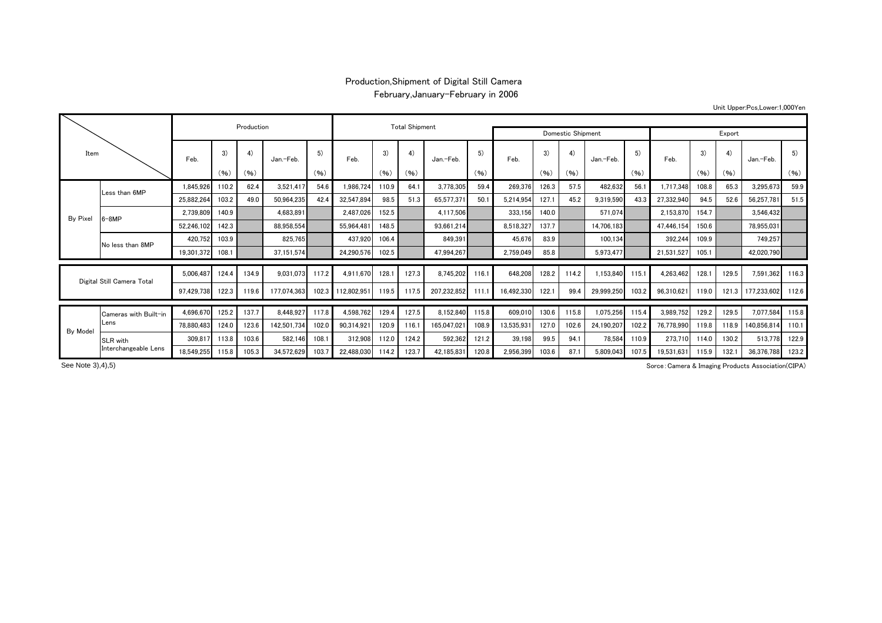# Production,Shipment of Digital Still Camera

## February,January-February in 2006

Unit Upper:Pcs,Lower:1,000Yen

| Item | | Production | | | | | Total Shipment | | | | | Domestic Shipment | | | | | Export | | | | |
|---|---|---|---|---|---|---|---|---|---|---|---|---|---|---|---|---|---|---|---|---|---|
| | | Feb. | 3) (%) | 4) (%) | Jan.-Feb. | 5) (%) | Feb. | 3) (%) | 4) (%) | Jan.-Feb. | 5) (%) | Feb. | 3) (%) | 4) (%) | Jan.-Feb. | 5) (%) | Feb. | 3) (%) | 4) (%) | Jan.-Feb. | 5) (%) |
| By Pixel | Less than 6MP | 1,845,926 | 110.2 | 62.4 | 3,521,417 | 54.6 | 1,986,724 | 110.9 | 64.1 | 3,778,305 | 59.4 | 269,376 | 126.3 | 57.5 | 482,632 | 56.1 | 1,717,348 | 108.8 | 65.3 | 3,295,673 | 59.9 |
| | | 25,882,264 | 103.2 | 49.0 | 50,964,235 | 42.4 | 32,547,894 | 98.5 | 51.3 | 65,577,371 | 50.1 | 5,214,954 | 127.1 | 45.2 | 9,319,590 | 43.3 | 27,332,940 | 94.5 | 52.6 | 56,257,781 | 51.5 |
| | 6-8MP | 2,739,809 | 140.9 | | 4,683,891 | | 2,487,026 | 152.5 | | 4,117,506 | | 333,156 | 140.0 | | 571,074 | | 2,153,870 | 154.7 | | 3,546,432 | |
| | | 52,246,102 | 142.3 | | 88,958,554 | | 55,964,481 | 148.5 | | 93,661,214 | | 8,518,327 | 137.7 | | 14,706,183 | | 47,446,154 | 150.6 | | 78,955,031 | |
| | No less than 8MP | 420,752 | 103.9 | | 825,765 | | 437,920 | 106.4 | | 849,391 | | 45,676 | 83.9 | | 100,134 | | 392,244 | 109.9 | | 749,257 | |
| | | 19,301,372 | 108.1 | | 37,151,574 | | 24,290,576 | 102.5 | | 47,994,267 | | 2,759,049 | 85.8 | | 5,973,477 | | 21,531,527 | 105.1 | | 42,020,790 | |
| Digital Still Camera Total | | 5,006,487 | 124.4 | 134.9 | 9,031,073 | 117.2 | 4,911,670 | 128.1 | 127.3 | 8,745,202 | 116.1 | 648,208 | 128.2 | 114.2 | 1,153,840 | 115.1 | 4,263,462 | 128.1 | 129.5 | 7,591,362 | 116.3 |
| | | 97,429,738 | 122.3 | 119.6 | 177,074,363 | 102.3 | 112,802,951 | 119.5 | 117.5 | 207,232,852 | 111.1 | 16,492,330 | 122.1 | 99.4 | 29,999,250 | 103.2 | 96,310,621 | 119.0 | 121.3 | 177,233,602 | 112.6 |
| By Model | Cameras with Built-in Lens | 4,696,670 | 125.2 | 137.7 | 8,448,927 | 117.8 | 4,598,762 | 129.4 | 127.5 | 8,152,840 | 115.8 | 609,010 | 130.6 | 115.8 | 1,075,256 | 115.4 | 3,989,752 | 129.2 | 129.5 | 7,077,584 | 115.8 |
| | | 78,880,483 | 124.0 | 123.6 | 142,501,734 | 102.0 | 90,314,921 | 120.9 | 116.1 | 165,047,021 | 108.9 | 13,535,931 | 127.0 | 102.6 | 24,190,207 | 102.2 | 76,778,990 | 119.8 | 118.9 | 140,856,814 | 110.1 |
| | SLR with Interchangeable Lens | 309,817 | 113.8 | 103.6 | 582,146 | 108.1 | 312,908 | 112.0 | 124.2 | 592,362 | 121.2 | 39,198 | 99.5 | 94.1 | 78,584 | 110.9 | 273,710 | 114.0 | 130.2 | 513,778 | 122.9 |
| | | 18,549,255 | 115.8 | 105.3 | 34,572,629 | 103.7 | 22,488,030 | 114.2 | 123.7 | 42,185,831 | 120.8 | 2,956,399 | 103.6 | 87.1 | 5,809,043 | 107.5 | 19,531,631 | 115.9 | 132.1 | 36,376,788 | 123.2 |

See Note 3),4),5)

Sorce:Camera & Imaging Products Association(CIPA)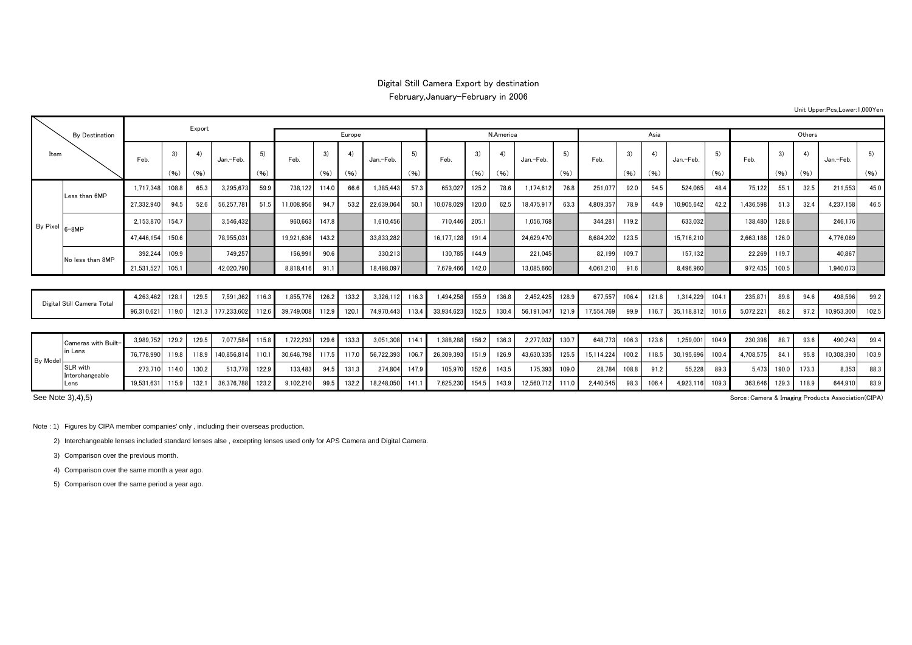# Digital Still Camera Export by destination

## February,January-February in 2006

Unit Upper:Pcs,Lower:1,000Yen

| Item | | Export | | | | | Europe | | | | | N.America | | | | | Asia | | | | | Others | | | | |
|---|---|---|---|---|---|---|---|---|---|---|---|---|---|---|---|---|---|---|---|---|---|---|---|---|---|---|
| | | Feb. | 3) (%) | 4) (%) | Jan.-Feb. | 5) (%) | Feb. | 3) (%) | 4) (%) | Jan.-Feb. | 5) (%) | Feb. | 3) (%) | 4) (%) | Jan.-Feb. | 5) (%) | Feb. | 3) (%) | 4) (%) | Jan.-Feb. | 5) (%) | Feb. | 3) (%) | 4) (%) | Jan.-Feb. | 5) (%) |
| By Pixel | Less than 6MP | 1,717,348 | 108.8 | 65.3 | 3,295,673 | 59.9 | 738,122 | 114.0 | 66.6 | 1,385,443 | 57.3 | 653,027 | 125.2 | 78.6 | 1,174,612 | 76.8 | 251,077 | 92.0 | 54.5 | 524,065 | 48.4 | 75,122 | 55.1 | 32.5 | 211,553 | 45.0 |
| | | 27,332,940 | 94.5 | 52.6 | 56,257,781 | 51.5 | 11,008,956 | 94.7 | 53.2 | 22,639,064 | 50.1 | 10,078,029 | 120.0 | 62.5 | 18,475,917 | 63.3 | 4,809,357 | 78.9 | 44.9 | 10,905,642 | 42.2 | 1,436,598 | 51.3 | 32.4 | 4,237,158 | 46.5 |
| | 6-8MP | 2,153,870 | 154.7 | | 3,546,432 | | 960,663 | 147.8 | | 1,610,456 | | 710,446 | 205.1 | | 1,056,768 | | 344,281 | 119.2 | | 633,032 | | 138,480 | 128.6 | | 246,176 | |
| | | 47,446,154 | 150.6 | | 78,955,031 | | 19,921,636 | 143.2 | | 33,833,282 | | 16,177,128 | 191.4 | | 24,629,470 | | 8,684,202 | 123.5 | | 15,716,210 | | 2,663,188 | 126.0 | | 4,776,069 | |
| | No less than 8MP | 392,244 | 109.9 | | 749,257 | | 156,991 | 90.6 | | 330,213 | | 130,785 | 144.9 | | 221,045 | | 82,199 | 109.7 | | 157,132 | | 22,269 | 119.7 | | 40,867 | |
| | | 21,531,527 | 105.1 | | 42,020,790 | | 8,818,416 | 91.1 | | 18,498,097 | | 7,679,466 | 142.0 | | 13,085,660 | | 4,061,210 | 91.6 | | 8,496,960 | | 972,435 | 100.5 | | 1,940,073 | |
| Digital Still Camera Total | | 4,263,462 | 128.1 | 129.5 | 7,591,362 | 116.3 | 1,855,776 | 126.2 | 133.2 | 3,326,112 | 116.3 | 1,494,258 | 155.9 | 136.8 | 2,452,425 | 128.9 | 677,557 | 106.4 | 121.8 | 1,314,229 | 104.1 | 235,871 | 89.8 | 94.6 | 498,596 | 99.2 |
| | | 96,310,621 | 119.0 | 121.3 | 177,233,602 | 112.6 | 39,749,008 | 112.9 | 120.1 | 74,970,443 | 113.4 | 33,934,623 | 152.5 | 130.4 | 56,191,047 | 121.9 | 17,554,769 | 99.9 | 116.7 | 35,118,812 | 101.6 | 5,072,221 | 86.2 | 97.2 | 10,953,300 | 102.5 |
| By Model | Cameras with Built-in Lens | 3,989,752 | 129.2 | 129.5 | 7,077,584 | 115.8 | 1,722,293 | 129.6 | 133.3 | 3,051,308 | 114.1 | 1,388,288 | 156.2 | 136.3 | 2,277,032 | 130.7 | 648,773 | 106.3 | 123.6 | 1,259,001 | 104.9 | 230,398 | 88.7 | 93.6 | 490,243 | 99.4 |
| | | 76,778,990 | 119.8 | 118.9 | 140,856,814 | 110.1 | 30,646,798 | 117.5 | 117.0 | 56,722,393 | 106.7 | 26,309,393 | 151.9 | 126.9 | 43,630,335 | 125.5 | 15,114,224 | 100.2 | 118.5 | 30,195,696 | 100.4 | 4,708,575 | 84.1 | 95.8 | 10,308,390 | 103.9 |
| | SLR with Interchangeable Lens | 273,710 | 114.0 | 130.2 | 513,778 | 122.9 | 133,483 | 94.5 | 131.3 | 274,804 | 147.9 | 105,970 | 152.6 | 143.5 | 175,393 | 109.0 | 28,784 | 108.8 | 91.2 | 55,228 | 89.3 | 5,473 | 190.0 | 173.3 | 8,353 | 88.3 |
| | | 19,531,631 | 115.9 | 132.1 | 36,376,788 | 123.2 | 9,102,210 | 99.5 | 132.2 | 18,248,050 | 141.1 | 7,625,230 | 154.5 | 143.9 | 12,560,712 | 111.0 | 2,440,545 | 98.3 | 106.4 | 4,923,116 | 109.3 | 363,646 | 129.3 | 118.9 | 644,910 | 83.9 |

See Note 3),4),5)

Sorce:Camera & Imaging Products Association(CIPA)

Note : 1) Figures by CIPA member companies' only , including their overseas production.

2) Interchangeable lenses included standard lenses alse , excepting lenses used only for APS Camera and Digital Camera.

3) Comparison over the previous month.

4) Comparison over the same month a year ago.

5) Comparison over the same period a year ago.